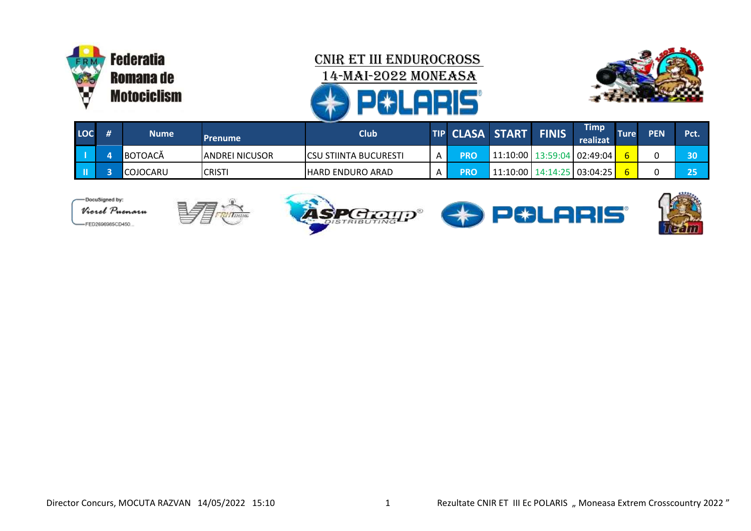Federatia Romana de Motociclism

# CNIR ET III ENDUROCROSS

## 14-MAI-2022 MONEASA

| LOC | # | Nume | Prenume | Club | TIP | CLASA | START | FINIS | Timp realizat | Ture | PEN | Pct. |
|---|---|---|---|---|---|---|---|---|---|---|---|---|
| I | 4 | BOTOACĂ | ANDREI NICUSOR | CSU STIINTA BUCURESTI | A | PRO | 11:10:00 | 13:59:04 | 02:49:04 | 6 | 0 | 30 |
| II | 3 | COJOCARU | CRISTI | HARD ENDURO ARAD | A | PRO | 11:10:00 | 14:14:25 | 03:04:25 | 6 | 0 | 25 |

DocuSigned by: Viorel Puenaru FED2696985CD450...

Director Concurs, MOCUTA RAZVAN 14/05/2022 15:10

Rezultate CNIR ET III Ec POLARIS „ Moneasa Extrem Crosscountry 2022 ”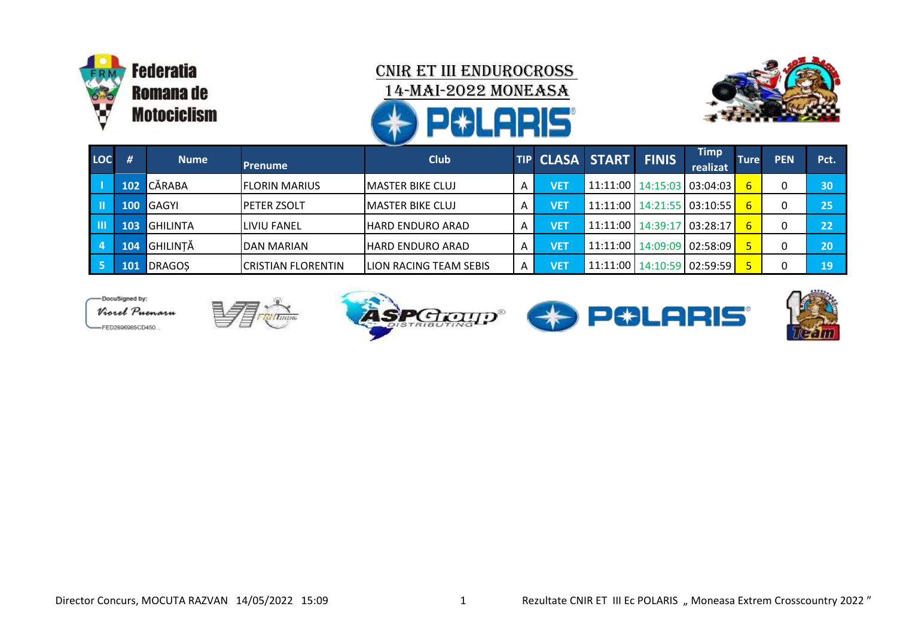Federatia Romana de Motociclism

# CNIR ET III ENDUROCROSS

## 14-MAI-2022 MONEASA

| LOC | # | Nume | Prenume | Club | TIP | CLASA | START | FINIS | Timp realizat | Ture | PEN | Pct. |
|---|---|---|---|---|---|---|---|---|---|---|---|---|
| I | 102 | CĂRABA | FLORIN MARIUS | MASTER BIKE CLUJ | A | VET | 11:11:00 | 14:15:03 | 03:04:03 | 6 | 0 | 30 |
| II | 100 | GAGYI | PETER ZSOLT | MASTER BIKE CLUJ | A | VET | 11:11:00 | 14:21:55 | 03:10:55 | 6 | 0 | 25 |
| III | 103 | GHILINTA | LIVIU FANEL | HARD ENDURO ARAD | A | VET | 11:11:00 | 14:39:17 | 03:28:17 | 6 | 0 | 22 |
| 4 | 104 | GHILINȚĂ | DAN MARIAN | HARD ENDURO ARAD | A | VET | 11:11:00 | 14:09:09 | 02:58:09 | 5 | 0 | 20 |
| 5 | 101 | DRAGOȘ | CRISTIAN FLORENTIN | LION RACING TEAM SEBIS | A | VET | 11:11:00 | 14:10:59 | 02:59:59 | 5 | 0 | 19 |

DocuSigned by:
*Viorel Purnaru*
FED2696985CD450...

Director Concurs, MOCUTA RAZVAN 14/05/2022 15:09

Rezultate CNIR ET III Ec POLARIS „ Moneasa Extrem Crosscountry 2022 ”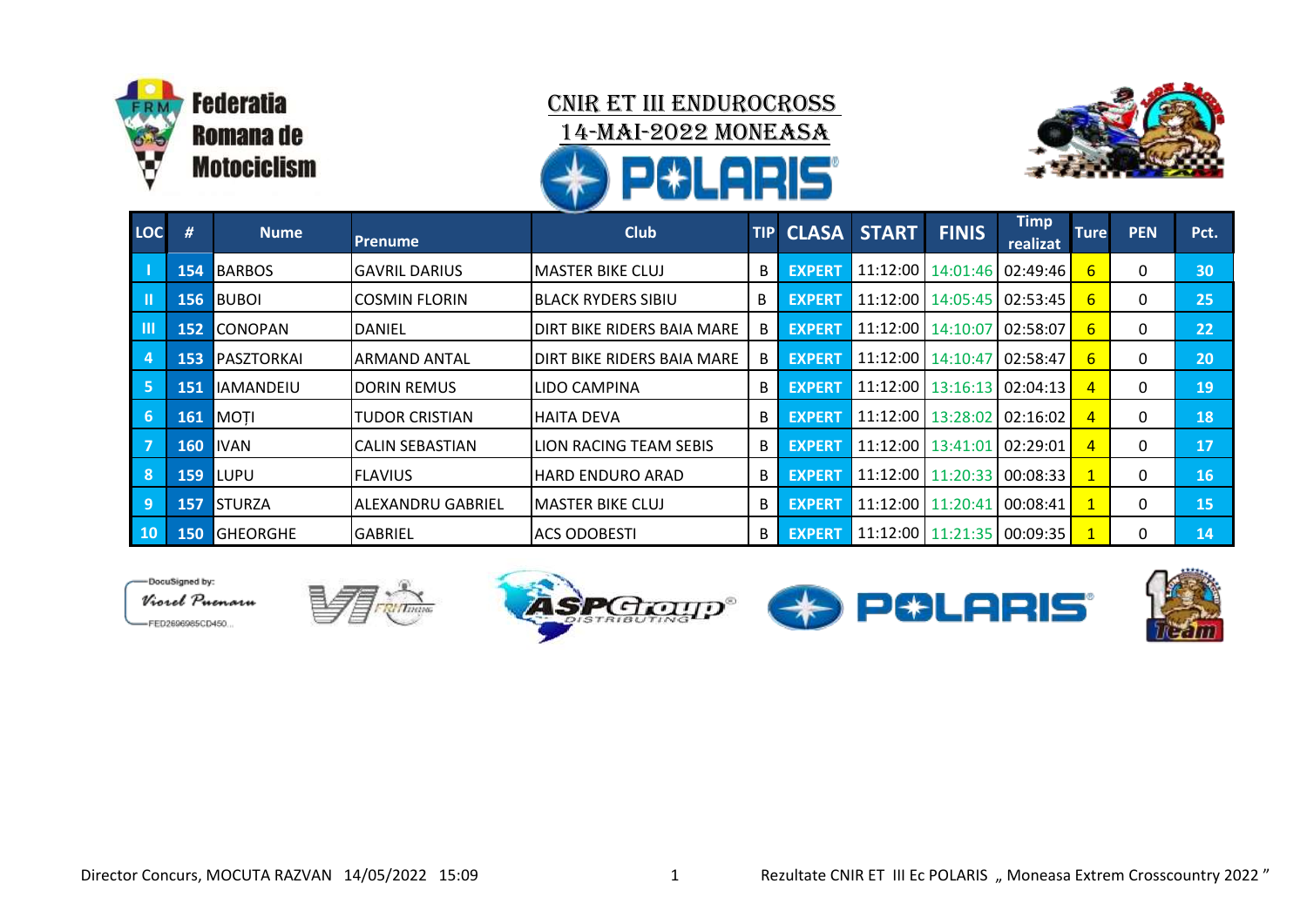Federatia Romana de Motociclism

# CNIR ET III ENDUROCROSS

## 14-MAI-2022 MONEASA

| LOC | # | Nume | Prenume | Club | TIP | CLASA | START | FINIS | Timp realizat | Ture | PEN | Pct. |
|---|---|---|---|---|---|---|---|---|---|---|---|---|
| I | 154 | BARBOS | GAVRIL DARIUS | MASTER BIKE CLUJ | B | EXPERT | 11:12:00 | 14:01:46 | 02:49:46 | 6 | 0 | 30 |
| II | 156 | BUBOI | COSMIN FLORIN | BLACK RYDERS SIBIU | B | EXPERT | 11:12:00 | 14:05:45 | 02:53:45 | 6 | 0 | 25 |
| III | 152 | CONOPAN | DANIEL | DIRT BIKE RIDERS BAIA MARE | B | EXPERT | 11:12:00 | 14:10:07 | 02:58:07 | 6 | 0 | 22 |
| 4 | 153 | PASZTORKAI | ARMAND ANTAL | DIRT BIKE RIDERS BAIA MARE | B | EXPERT | 11:12:00 | 14:10:47 | 02:58:47 | 6 | 0 | 20 |
| 5 | 151 | IAMANDEIU | DORIN REMUS | LIDO CAMPINA | B | EXPERT | 11:12:00 | 13:16:13 | 02:04:13 | 4 | 0 | 19 |
| 6 | 161 | MOȚI | TUDOR CRISTIAN | HAITA DEVA | B | EXPERT | 11:12:00 | 13:28:02 | 02:16:02 | 4 | 0 | 18 |
| 7 | 160 | IVAN | CALIN SEBASTIAN | LION RACING TEAM SEBIS | B | EXPERT | 11:12:00 | 13:41:01 | 02:29:01 | 4 | 0 | 17 |
| 8 | 159 | LUPU | FLAVIUS | HARD ENDURO ARAD | B | EXPERT | 11:12:00 | 11:20:33 | 00:08:33 | 1 | 0 | 16 |
| 9 | 157 | STURZA | ALEXANDRU GABRIEL | MASTER BIKE CLUJ | B | EXPERT | 11:12:00 | 11:20:41 | 00:08:41 | 1 | 0 | 15 |
| 10 | 150 | GHEORGHE | GABRIEL | ACS ODOBESTI | B | EXPERT | 11:12:00 | 11:21:35 | 00:09:35 | 1 | 0 | 14 |

DocuSigned by: Viorel Puenaru
FED2696985CD450...

Director Concurs, MOCUTA RAZVAN 14/05/2022 15:09

Rezultate CNIR ET III Ec POLARIS „ Moneasa Extrem Crosscountry 2022 ”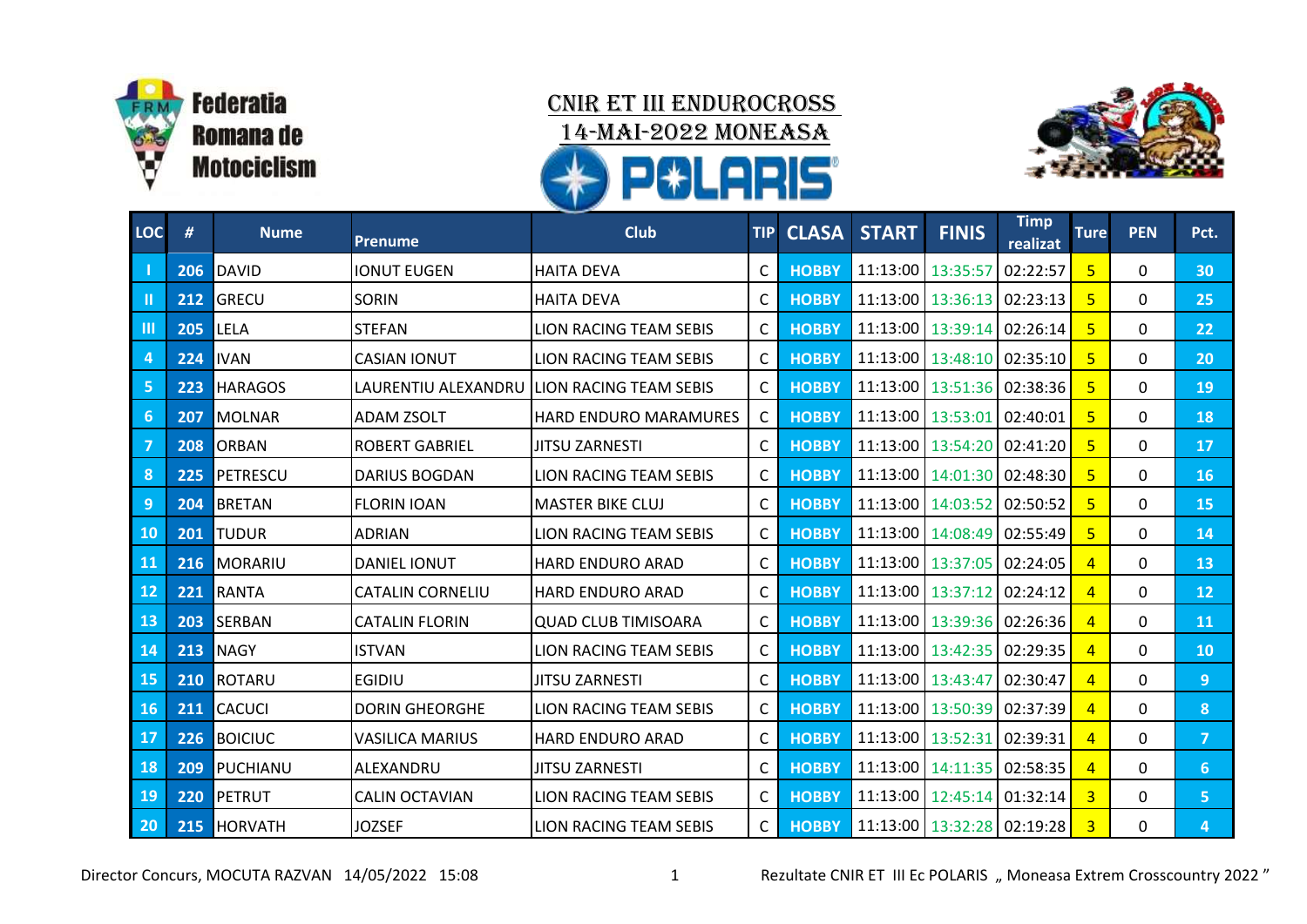Federatia Romana de Motociclism

# CNIR ET III ENDUROCROSS

## 14-MAI-2022 MONEASA

POLARIS

| LOC | # | Nume | Prenume | Club | TIP | CLASA | START | FINIS | Timp realizat | Ture | PEN | Pct. |
|---|---|---|---|---|---|---|---|---|---|---|---|---|
| I | 206 | DAVID | IONUT EUGEN | HAITA DEVA | C | HOBBY | 11:13:00 | 13:35:57 | 02:22:57 | 5 | 0 | 30 |
| II | 212 | GRECU | SORIN | HAITA DEVA | C | HOBBY | 11:13:00 | 13:36:13 | 02:23:13 | 5 | 0 | 25 |
| III | 205 | LELA | STEFAN | LION RACING TEAM SEBIS | C | HOBBY | 11:13:00 | 13:39:14 | 02:26:14 | 5 | 0 | 22 |
| 4 | 224 | IVAN | CASIAN IONUT | LION RACING TEAM SEBIS | C | HOBBY | 11:13:00 | 13:48:10 | 02:35:10 | 5 | 0 | 20 |
| 5 | 223 | HARAGOS | LAURENTIU ALEXANDRU | LION RACING TEAM SEBIS | C | HOBBY | 11:13:00 | 13:51:36 | 02:38:36 | 5 | 0 | 19 |
| 6 | 207 | MOLNAR | ADAM ZSOLT | HARD ENDURO MARAMURES | C | HOBBY | 11:13:00 | 13:53:01 | 02:40:01 | 5 | 0 | 18 |
| 7 | 208 | ORBAN | ROBERT GABRIEL | JITSU ZARNESTI | C | HOBBY | 11:13:00 | 13:54:20 | 02:41:20 | 5 | 0 | 17 |
| 8 | 225 | PETRESCU | DARIUS BOGDAN | LION RACING TEAM SEBIS | C | HOBBY | 11:13:00 | 14:01:30 | 02:48:30 | 5 | 0 | 16 |
| 9 | 204 | BRETAN | FLORIN IOAN | MASTER BIKE CLUJ | C | HOBBY | 11:13:00 | 14:03:52 | 02:50:52 | 5 | 0 | 15 |
| 10 | 201 | TUDUR | ADRIAN | LION RACING TEAM SEBIS | C | HOBBY | 11:13:00 | 14:08:49 | 02:55:49 | 5 | 0 | 14 |
| 11 | 216 | MORARIU | DANIEL IONUT | HARD ENDURO ARAD | C | HOBBY | 11:13:00 | 13:37:05 | 02:24:05 | 4 | 0 | 13 |
| 12 | 221 | RANTA | CATALIN CORNELIU | HARD ENDURO ARAD | C | HOBBY | 11:13:00 | 13:37:12 | 02:24:12 | 4 | 0 | 12 |
| 13 | 203 | SERBAN | CATALIN FLORIN | QUAD CLUB TIMISOARA | C | HOBBY | 11:13:00 | 13:39:36 | 02:26:36 | 4 | 0 | 11 |
| 14 | 213 | NAGY | ISTVAN | LION RACING TEAM SEBIS | C | HOBBY | 11:13:00 | 13:42:35 | 02:29:35 | 4 | 0 | 10 |
| 15 | 210 | ROTARU | EGIDIU | JITSU ZARNESTI | C | HOBBY | 11:13:00 | 13:43:47 | 02:30:47 | 4 | 0 | 9 |
| 16 | 211 | CACUCI | DORIN GHEORGHE | LION RACING TEAM SEBIS | C | HOBBY | 11:13:00 | 13:50:39 | 02:37:39 | 4 | 0 | 8 |
| 17 | 226 | BOICIUC | VASILICA MARIUS | HARD ENDURO ARAD | C | HOBBY | 11:13:00 | 13:52:31 | 02:39:31 | 4 | 0 | 7 |
| 18 | 209 | PUCHIANU | ALEXANDRU | JITSU ZARNESTI | C | HOBBY | 11:13:00 | 14:11:35 | 02:58:35 | 4 | 0 | 6 |
| 19 | 220 | PETRUT | CALIN OCTAVIAN | LION RACING TEAM SEBIS | C | HOBBY | 11:13:00 | 12:45:14 | 01:32:14 | 3 | 0 | 5 |
| 20 | 215 | HORVATH | JOZSEF | LION RACING TEAM SEBIS | C | HOBBY | 11:13:00 | 13:32:28 | 02:19:28 | 3 | 0 | 4 |

Director Concurs, MOCUTA RAZVAN 14/05/2022 15:08

Rezultate CNIR ET III Ec POLARIS „ Moneasa Extrem Crosscountry 2022 ”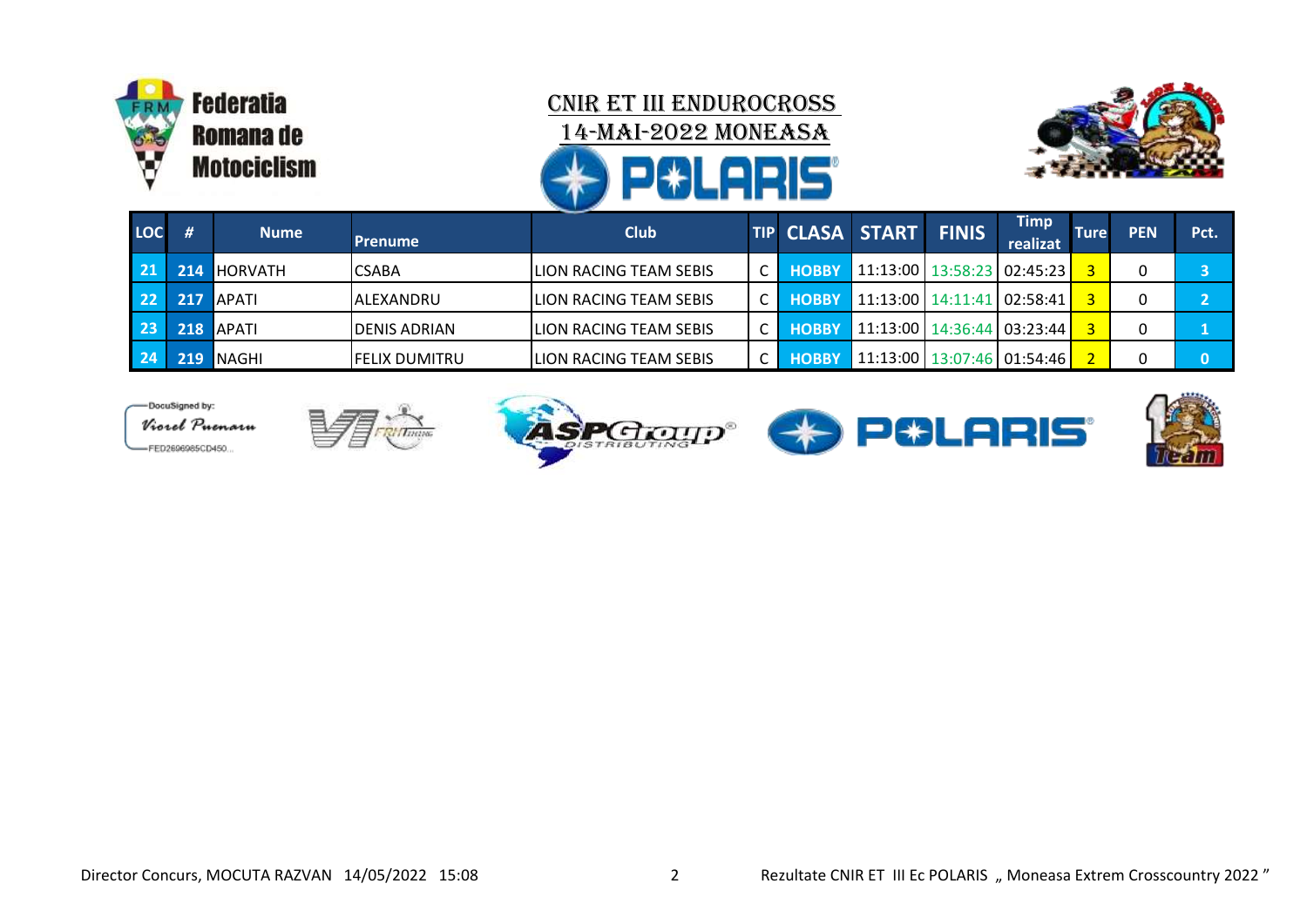Federatia Romana de Motociclism

# CNIR ET III ENDUROCROSS

## 14-MAI-2022 MONEASA

| LOC | # | Nume | Prenume | Club | TIP | CLASA | START | FINIS | Timp realizat | Ture | PEN | Pct. |
|---|---|---|---|---|---|---|---|---|---|---|---|---|
| 21 | 214 | HORVATH | CSABA | LION RACING TEAM SEBIS | C | HOBBY | 11:13:00 | 13:58:23 | 02:45:23 | 3 | 0 | 3 |
| 22 | 217 | APATI | ALEXANDRU | LION RACING TEAM SEBIS | C | HOBBY | 11:13:00 | 14:11:41 | 02:58:41 | 3 | 0 | 2 |
| 23 | 218 | APATI | DENIS ADRIAN | LION RACING TEAM SEBIS | C | HOBBY | 11:13:00 | 14:36:44 | 03:23:44 | 3 | 0 | 1 |
| 24 | 219 | NAGHI | FELIX DUMITRU | LION RACING TEAM SEBIS | C | HOBBY | 11:13:00 | 13:07:46 | 01:54:46 | 2 | 0 | 0 |

DocuSigned by:
Viorel Puenaru
FED2696985CD450...

Director Concurs, MOCUTA RAZVAN 14/05/2022 15:08

Rezultate CNIR ET III Ec POLARIS „ Moneasa Extrem Crosscountry 2022 ”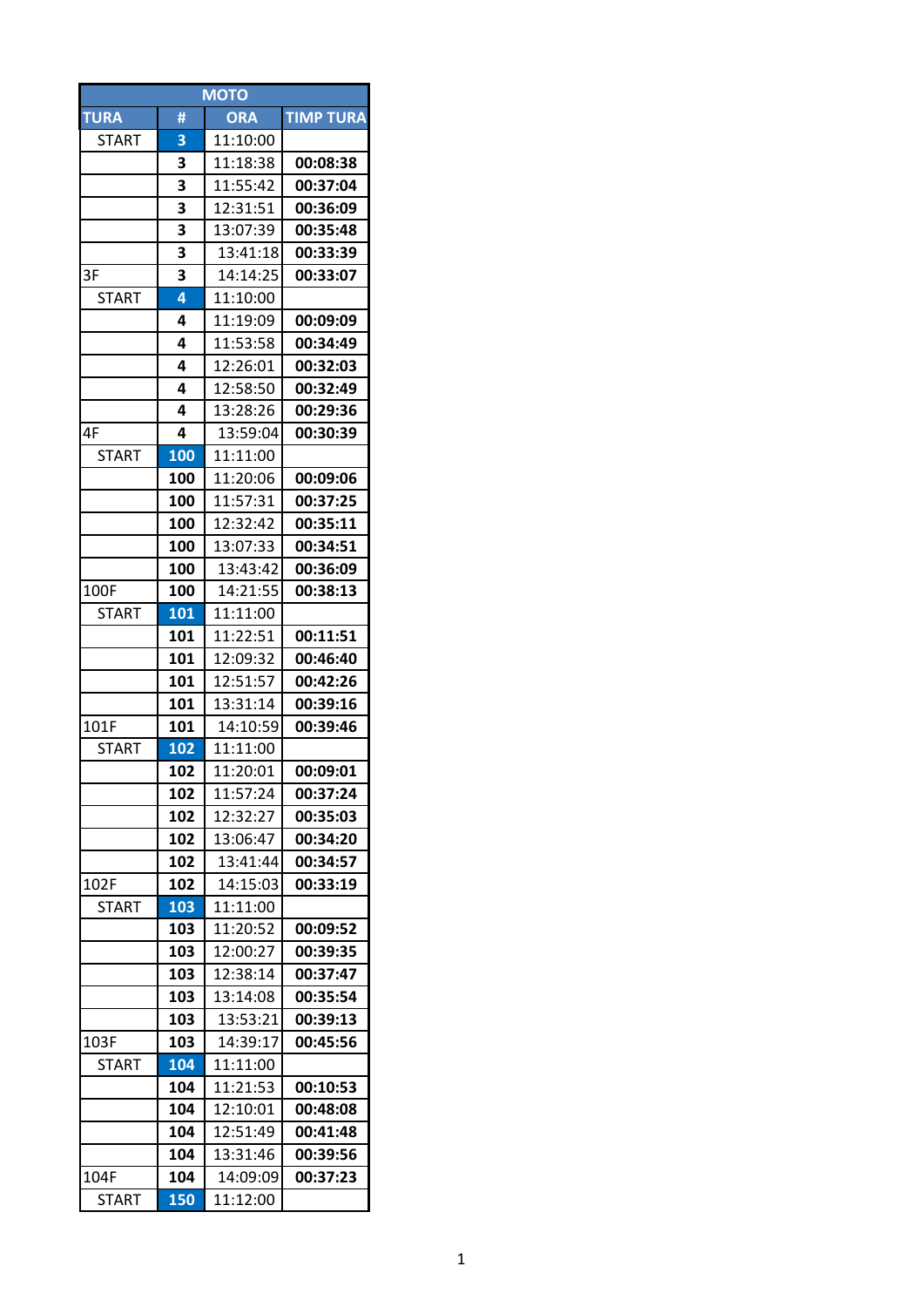| MOTO | | | |
|---|---|---|---|
| **TURA** | **#** | **ORA** | **TIMP TURA** |
| START | **3** | 11:10:00 | |
| | **3** | 11:18:38 | **00:08:38** |
| | **3** | 11:55:42 | **00:37:04** |
| | **3** | 12:31:51 | **00:36:09** |
| | **3** | 13:07:39 | **00:35:48** |
| | **3** | 13:41:18 | **00:33:39** |
| 3F | **3** | 14:14:25 | **00:33:07** |
| START | **4** | 11:10:00 | |
| | **4** | 11:19:09 | **00:09:09** |
| | **4** | 11:53:58 | **00:34:49** |
| | **4** | 12:26:01 | **00:32:03** |
| | **4** | 12:58:50 | **00:32:49** |
| | **4** | 13:28:26 | **00:29:36** |
| 4F | **4** | 13:59:04 | **00:30:39** |
| START | **100** | 11:11:00 | |
| | **100** | 11:20:06 | **00:09:06** |
| | **100** | 11:57:31 | **00:37:25** |
| | **100** | 12:32:42 | **00:35:11** |
| | **100** | 13:07:33 | **00:34:51** |
| | **100** | 13:43:42 | **00:36:09** |
| 100F | **100** | 14:21:55 | **00:38:13** |
| START | **101** | 11:11:00 | |
| | **101** | 11:22:51 | **00:11:51** |
| | **101** | 12:09:32 | **00:46:40** |
| | **101** | 12:51:57 | **00:42:26** |
| | **101** | 13:31:14 | **00:39:16** |
| 101F | **101** | 14:10:59 | **00:39:46** |
| START | **102** | 11:11:00 | |
| | **102** | 11:20:01 | **00:09:01** |
| | **102** | 11:57:24 | **00:37:24** |
| | **102** | 12:32:27 | **00:35:03** |
| | **102** | 13:06:47 | **00:34:20** |
| | **102** | 13:41:44 | **00:34:57** |
| 102F | **102** | 14:15:03 | **00:33:19** |
| START | **103** | 11:11:00 | |
| | **103** | 11:20:52 | **00:09:52** |
| | **103** | 12:00:27 | **00:39:35** |
| | **103** | 12:38:14 | **00:37:47** |
| | **103** | 13:14:08 | **00:35:54** |
| | **103** | 13:53:21 | **00:39:13** |
| 103F | **103** | 14:39:17 | **00:45:56** |
| START | **104** | 11:11:00 | |
| | **104** | 11:21:53 | **00:10:53** |
| | **104** | 12:10:01 | **00:48:08** |
| | **104** | 12:51:49 | **00:41:48** |
| | **104** | 13:31:46 | **00:39:56** |
| 104F | **104** | 14:09:09 | **00:37:23** |
| START | **150** | 11:12:00 | |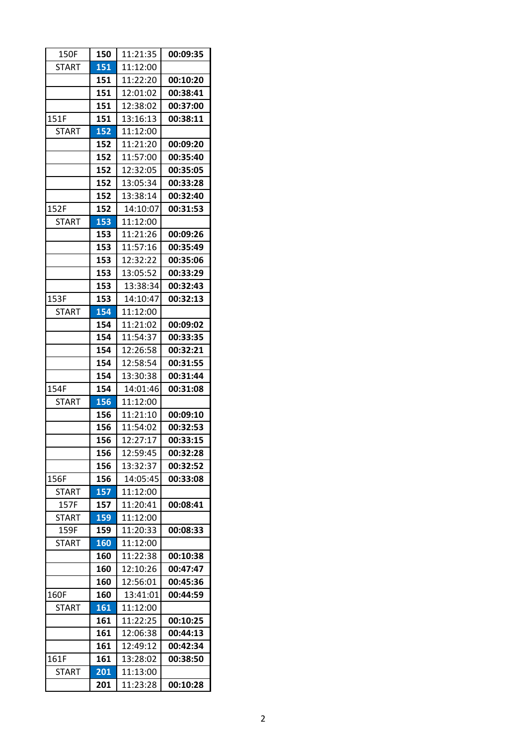| | | | |
|---|---|---|---|
| 150F | **150** | 11:21:35 | **00:09:35** |
| START | **151** | 11:12:00 | |
| | **151** | 11:22:20 | **00:10:20** |
| | **151** | 12:01:02 | **00:38:41** |
| | **151** | 12:38:02 | **00:37:00** |
| 151F | **151** | 13:16:13 | **00:38:11** |
| START | **152** | 11:12:00 | |
| | **152** | 11:21:20 | **00:09:20** |
| | **152** | 11:57:00 | **00:35:40** |
| | **152** | 12:32:05 | **00:35:05** |
| | **152** | 13:05:34 | **00:33:28** |
| | **152** | 13:38:14 | **00:32:40** |
| 152F | **152** | 14:10:07 | **00:31:53** |
| START | **153** | 11:12:00 | |
| | **153** | 11:21:26 | **00:09:26** |
| | **153** | 11:57:16 | **00:35:49** |
| | **153** | 12:32:22 | **00:35:06** |
| | **153** | 13:05:52 | **00:33:29** |
| | **153** | 13:38:34 | **00:32:43** |
| 153F | **153** | 14:10:47 | **00:32:13** |
| START | **154** | 11:12:00 | |
| | **154** | 11:21:02 | **00:09:02** |
| | **154** | 11:54:37 | **00:33:35** |
| | **154** | 12:26:58 | **00:32:21** |
| | **154** | 12:58:54 | **00:31:55** |
| | **154** | 13:30:38 | **00:31:44** |
| 154F | **154** | 14:01:46 | **00:31:08** |
| START | **156** | 11:12:00 | |
| | **156** | 11:21:10 | **00:09:10** |
| | **156** | 11:54:02 | **00:32:53** |
| | **156** | 12:27:17 | **00:33:15** |
| | **156** | 12:59:45 | **00:32:28** |
| | **156** | 13:32:37 | **00:32:52** |
| 156F | **156** | 14:05:45 | **00:33:08** |
| START | **157** | 11:12:00 | |
| 157F | **157** | 11:20:41 | **00:08:41** |
| START | **159** | 11:12:00 | |
| 159F | **159** | 11:20:33 | **00:08:33** |
| START | **160** | 11:12:00 | |
| | **160** | 11:22:38 | **00:10:38** |
| | **160** | 12:10:26 | **00:47:47** |
| | **160** | 12:56:01 | **00:45:36** |
| 160F | **160** | 13:41:01 | **00:44:59** |
| START | **161** | 11:12:00 | |
| | **161** | 11:22:25 | **00:10:25** |
| | **161** | 12:06:38 | **00:44:13** |
| | **161** | 12:49:12 | **00:42:34** |
| 161F | **161** | 13:28:02 | **00:38:50** |
| START | **201** | 11:13:00 | |
| | **201** | 11:23:28 | **00:10:28** |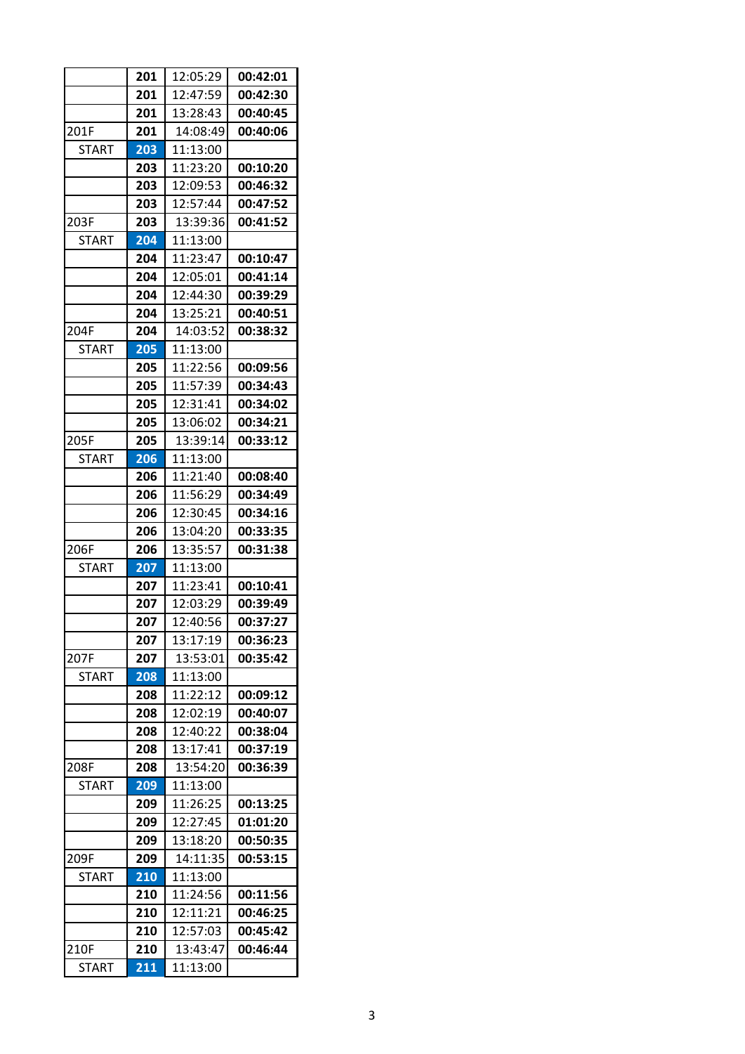| | | | |
|---|---|---|---|
| | **201** | 12:05:29 | **00:42:01** |
| | **201** | 12:47:59 | **00:42:30** |
| | **201** | 13:28:43 | **00:40:45** |
| 201F | **201** | 14:08:49 | **00:40:06** |
| START | **203** | 11:13:00 | |
| | **203** | 11:23:20 | **00:10:20** |
| | **203** | 12:09:53 | **00:46:32** |
| | **203** | 12:57:44 | **00:47:52** |
| 203F | **203** | 13:39:36 | **00:41:52** |
| START | **204** | 11:13:00 | |
| | **204** | 11:23:47 | **00:10:47** |
| | **204** | 12:05:01 | **00:41:14** |
| | **204** | 12:44:30 | **00:39:29** |
| | **204** | 13:25:21 | **00:40:51** |
| 204F | **204** | 14:03:52 | **00:38:32** |
| START | **205** | 11:13:00 | |
| | **205** | 11:22:56 | **00:09:56** |
| | **205** | 11:57:39 | **00:34:43** |
| | **205** | 12:31:41 | **00:34:02** |
| | **205** | 13:06:02 | **00:34:21** |
| 205F | **205** | 13:39:14 | **00:33:12** |
| START | **206** | 11:13:00 | |
| | **206** | 11:21:40 | **00:08:40** |
| | **206** | 11:56:29 | **00:34:49** |
| | **206** | 12:30:45 | **00:34:16** |
| | **206** | 13:04:20 | **00:33:35** |
| 206F | **206** | 13:35:57 | **00:31:38** |
| START | **207** | 11:13:00 | |
| | **207** | 11:23:41 | **00:10:41** |
| | **207** | 12:03:29 | **00:39:49** |
| | **207** | 12:40:56 | **00:37:27** |
| | **207** | 13:17:19 | **00:36:23** |
| 207F | **207** | 13:53:01 | **00:35:42** |
| START | **208** | 11:13:00 | |
| | **208** | 11:22:12 | **00:09:12** |
| | **208** | 12:02:19 | **00:40:07** |
| | **208** | 12:40:22 | **00:38:04** |
| | **208** | 13:17:41 | **00:37:19** |
| 208F | **208** | 13:54:20 | **00:36:39** |
| START | **209** | 11:13:00 | |
| | **209** | 11:26:25 | **00:13:25** |
| | **209** | 12:27:45 | **01:01:20** |
| | **209** | 13:18:20 | **00:50:35** |
| 209F | **209** | 14:11:35 | **00:53:15** |
| START | **210** | 11:13:00 | |
| | **210** | 11:24:56 | **00:11:56** |
| | **210** | 12:11:21 | **00:46:25** |
| | **210** | 12:57:03 | **00:45:42** |
| 210F | **210** | 13:43:47 | **00:46:44** |
| START | **211** | 11:13:00 | |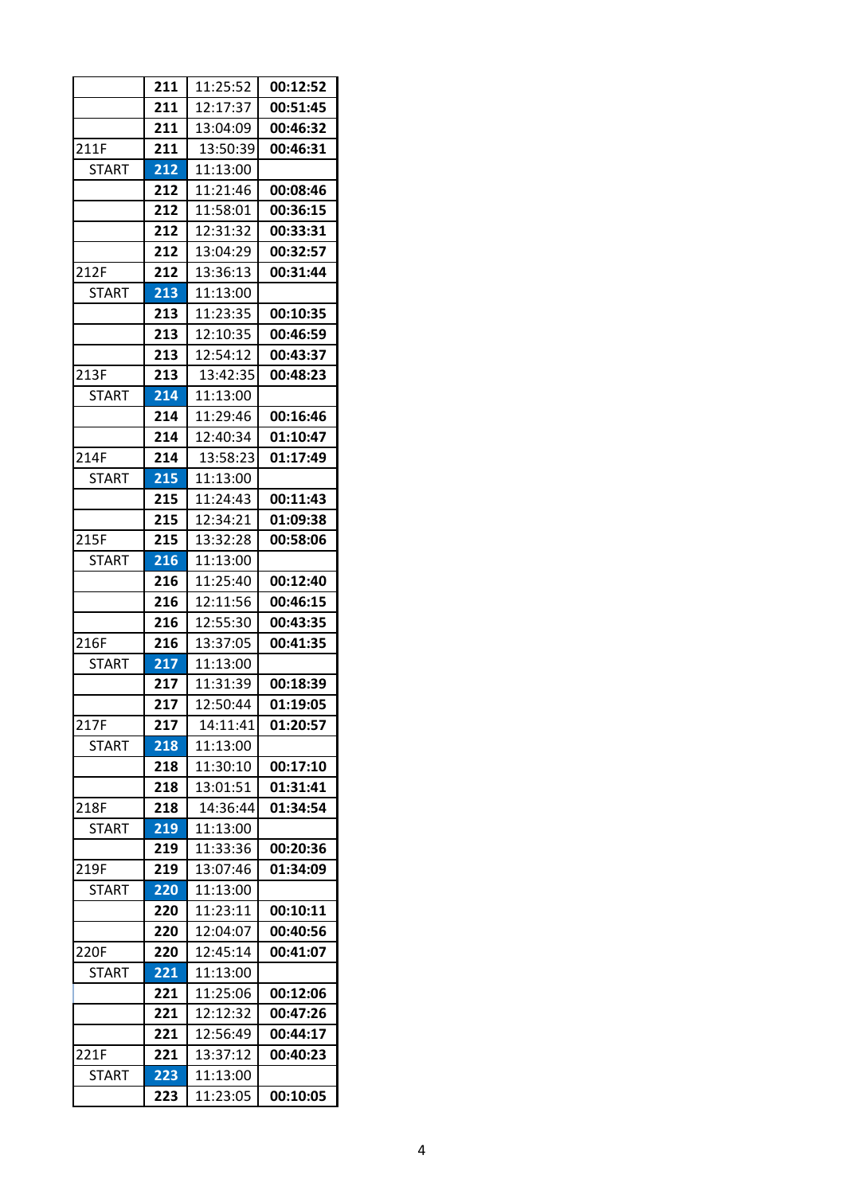| | | | |
|---|---|---|---|
| | **211** | 11:25:52 | **00:12:52** |
| | **211** | 12:17:37 | **00:51:45** |
| | **211** | 13:04:09 | **00:46:32** |
| 211F | **211** | 13:50:39 | **00:46:31** |
| START | **212** | 11:13:00 | |
| | **212** | 11:21:46 | **00:08:46** |
| | **212** | 11:58:01 | **00:36:15** |
| | **212** | 12:31:32 | **00:33:31** |
| | **212** | 13:04:29 | **00:32:57** |
| 212F | **212** | 13:36:13 | **00:31:44** |
| START | **213** | 11:13:00 | |
| | **213** | 11:23:35 | **00:10:35** |
| | **213** | 12:10:35 | **00:46:59** |
| | **213** | 12:54:12 | **00:43:37** |
| 213F | **213** | 13:42:35 | **00:48:23** |
| START | **214** | 11:13:00 | |
| | **214** | 11:29:46 | **00:16:46** |
| | **214** | 12:40:34 | **01:10:47** |
| 214F | **214** | 13:58:23 | **01:17:49** |
| START | **215** | 11:13:00 | |
| | **215** | 11:24:43 | **00:11:43** |
| | **215** | 12:34:21 | **01:09:38** |
| 215F | **215** | 13:32:28 | **00:58:06** |
| START | **216** | 11:13:00 | |
| | **216** | 11:25:40 | **00:12:40** |
| | **216** | 12:11:56 | **00:46:15** |
| | **216** | 12:55:30 | **00:43:35** |
| 216F | **216** | 13:37:05 | **00:41:35** |
| START | **217** | 11:13:00 | |
| | **217** | 11:31:39 | **00:18:39** |
| | **217** | 12:50:44 | **01:19:05** |
| 217F | **217** | 14:11:41 | **01:20:57** |
| START | **218** | 11:13:00 | |
| | **218** | 11:30:10 | **00:17:10** |
| | **218** | 13:01:51 | **01:31:41** |
| 218F | **218** | 14:36:44 | **01:34:54** |
| START | **219** | 11:13:00 | |
| | **219** | 11:33:36 | **00:20:36** |
| 219F | **219** | 13:07:46 | **01:34:09** |
| START | **220** | 11:13:00 | |
| | **220** | 11:23:11 | **00:10:11** |
| | **220** | 12:04:07 | **00:40:56** |
| 220F | **220** | 12:45:14 | **00:41:07** |
| START | **221** | 11:13:00 | |
| | **221** | 11:25:06 | **00:12:06** |
| | **221** | 12:12:32 | **00:47:26** |
| | **221** | 12:56:49 | **00:44:17** |
| 221F | **221** | 13:37:12 | **00:40:23** |
| START | **223** | 11:13:00 | |
| | **223** | 11:23:05 | **00:10:05** |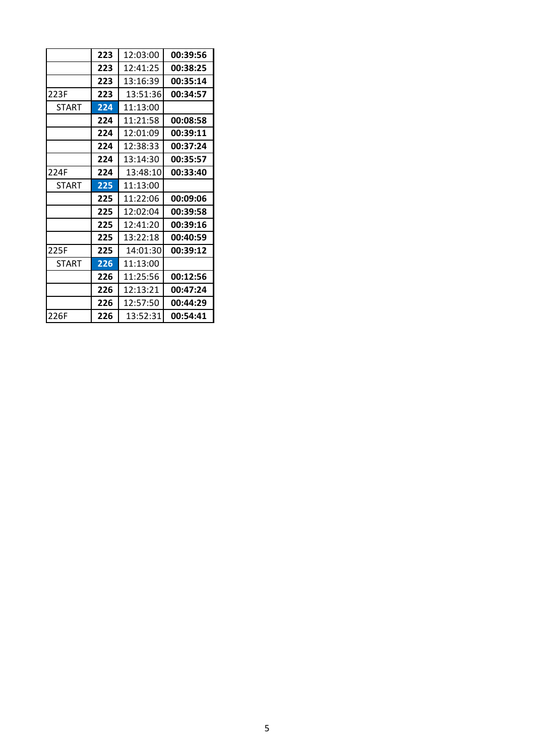| | | | |
|---|---|---|---|
| | **223** | 12:03:00 | **00:39:56** |
| | **223** | 12:41:25 | **00:38:25** |
| | **223** | 13:16:39 | **00:35:14** |
| 223F | **223** | 13:51:36 | **00:34:57** |
| START | **224** | 11:13:00 | |
| | **224** | 11:21:58 | **00:08:58** |
| | **224** | 12:01:09 | **00:39:11** |
| | **224** | 12:38:33 | **00:37:24** |
| | **224** | 13:14:30 | **00:35:57** |
| 224F | **224** | 13:48:10 | **00:33:40** |
| START | **225** | 11:13:00 | |
| | **225** | 11:22:06 | **00:09:06** |
| | **225** | 12:02:04 | **00:39:58** |
| | **225** | 12:41:20 | **00:39:16** |
| | **225** | 13:22:18 | **00:40:59** |
| 225F | **225** | 14:01:30 | **00:39:12** |
| START | **226** | 11:13:00 | |
| | **226** | 11:25:56 | **00:12:56** |
| | **226** | 12:13:21 | **00:47:24** |
| | **226** | 12:57:50 | **00:44:29** |
| 226F | **226** | 13:52:31 | **00:54:41** |